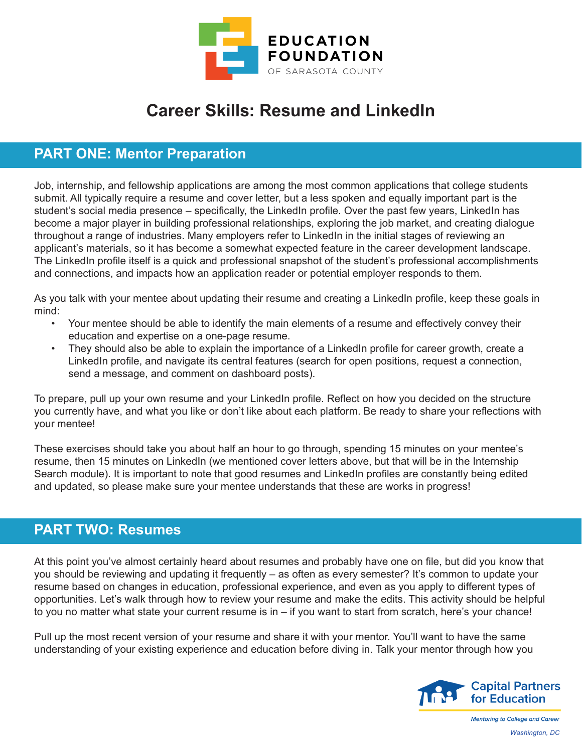# Career Skills: Resume and LinkedIn

## PART ONE: Mentor Preparation

Job, internship, and fellowship applications are among the most common applications that college students submit. All typically require a resume and cover letter, but a less spoken and equally important part is the student's social media presence – specifically, the LinkedIn profile. Over the past few years, LinkedIn has become a major player in building professional relationships, exploring the job market, and creating dialogue throughout a range of industries. Many employers refer to LinkedIn in the initial stages of reviewing an applicant's materials, so it has become a somewhat expected feature in the career development landscape. The LinkedIn profile itself is a quick and professional snapshot of the student's professional accomplishments and connections, and impacts how an application reader or potential employer responds to them.

As you talk with your mentee about updating their resume and creating a LinkedIn profile, keep these goals in mind:

- Your mentee should be able to identify the main elements of a resume and effectively convey their education and expertise on a one-page resume.
- They should also be able to explain the importance of a LinkedIn profile for career growth, create a LinkedIn profile, and navigate its central features (search for open positions, request a connection, send a message, and comment on dashboard posts).

To prepare, pull up your own resume and your LinkedIn profile. Reflect on how you decided on the structure you currently have, and what you like or don't like about each platform. Be ready to share your reflections with your mentee!

These exercises should take you about half an hour to go through, spending 15 minutes on your mentee's resume, then 15 minutes on LinkedIn (we mentioned cover letters above, but that will be in the Internship Search module). It is important to note that good resumes and LinkedIn profiles are constantly being edited and updated, so please make sure your mentee understands that these are works in progress!

## PART TWO: Resumes

At this point you've almost certainly heard about resumes and probably have one on file, but did you know that you should be reviewing and updating it frequently – as often as every semester? It's common to update your resume based on changes in education, professional experience, and even as you apply to different types of opportunities. Let's walk through how to review your resume and make the edits. This activity should be helpful to you no matter what state your current resume is in – if you want to start from scratch, here's your chance!

Pull up the most recent version of your resume and share it with your mentor. You'll want to have the same understanding of your existing experience and education before diving in. Talk your mentor through how you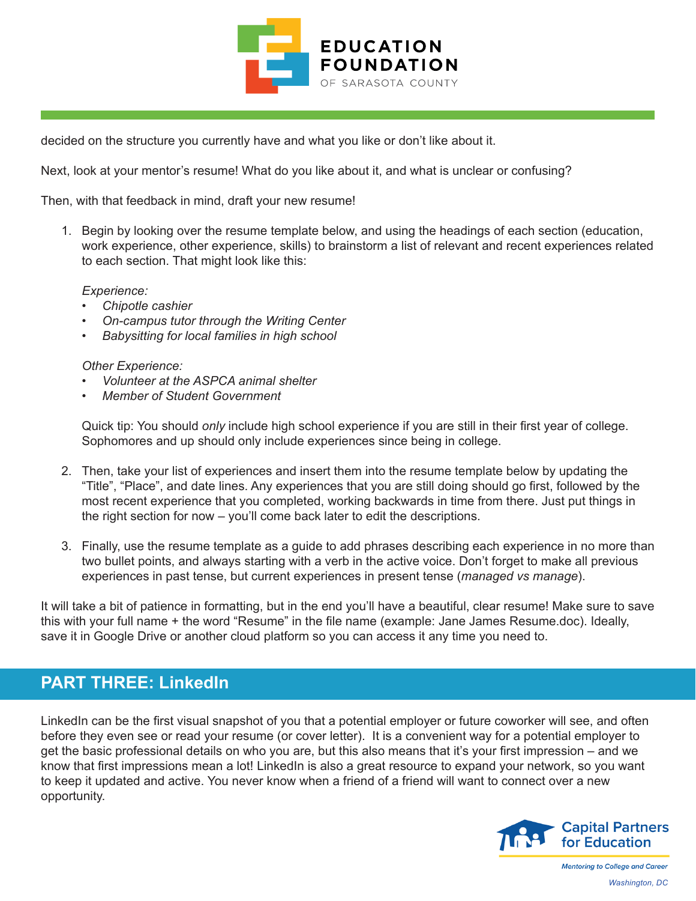decided on the structure you currently have and what you like or don't like about it.

Next, look at your mentor's resume! What do you like about it, and what is unclear or confusing?

Then, with that feedback in mind, draft your new resume!

1. Begin by looking over the resume template below, and using the headings of each section (education, work experience, other experience, skills) to brainstorm a list of relevant and recent experiences related to each section. That might look like this:

   *Experience:*
   - *Chipotle cashier*
   - *On-campus tutor through the Writing Center*
   - *Babysitting for local families in high school*

   *Other Experience:*
   - *Volunteer at the ASPCA animal shelter*
   - *Member of Student Government*

   Quick tip: You should *only* include high school experience if you are still in their first year of college. Sophomores and up should only include experiences since being in college.

2. Then, take your list of experiences and insert them into the resume template below by updating the "Title", "Place", and date lines. Any experiences that you are still doing should go first, followed by the most recent experience that you completed, working backwards in time from there. Just put things in the right section for now – you'll come back later to edit the descriptions.

3. Finally, use the resume template as a guide to add phrases describing each experience in no more than two bullet points, and always starting with a verb in the active voice. Don't forget to make all previous experiences in past tense, but current experiences in present tense (*managed vs manage*).

It will take a bit of patience in formatting, but in the end you'll have a beautiful, clear resume! Make sure to save this with your full name + the word "Resume" in the file name (example: Jane James Resume.doc). Ideally, save it in Google Drive or another cloud platform so you can access it any time you need to.

## PART THREE: LinkedIn

LinkedIn can be the first visual snapshot of you that a potential employer or future coworker will see, and often before they even see or read your resume (or cover letter). It is a convenient way for a potential employer to get the basic professional details on who you are, but this also means that it's your first impression – and we know that first impressions mean a lot! LinkedIn is also a great resource to expand your network, so you want to keep it updated and active. You never know when a friend of a friend will want to connect over a new opportunity.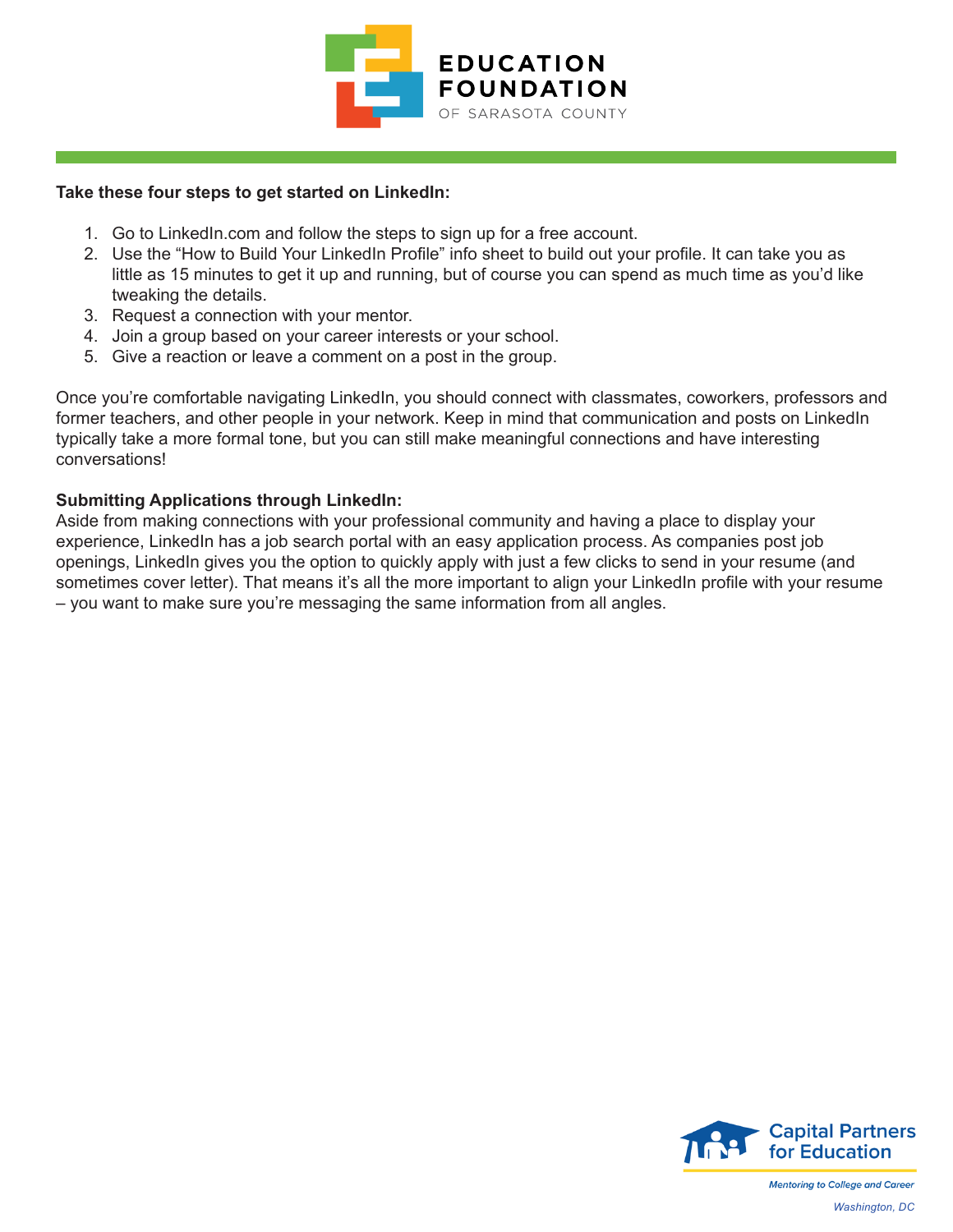**Take these four steps to get started on LinkedIn:**

1. Go to LinkedIn.com and follow the steps to sign up for a free account.
2. Use the “How to Build Your LinkedIn Profile” info sheet to build out your profile. It can take you as little as 15 minutes to get it up and running, but of course you can spend as much time as you’d like tweaking the details.
3. Request a connection with your mentor.
4. Join a group based on your career interests or your school.
5. Give a reaction or leave a comment on a post in the group.

Once you’re comfortable navigating LinkedIn, you should connect with classmates, coworkers, professors and former teachers, and other people in your network. Keep in mind that communication and posts on LinkedIn typically take a more formal tone, but you can still make meaningful connections and have interesting conversations!

**Submitting Applications through LinkedIn:**

Aside from making connections with your professional community and having a place to display your experience, LinkedIn has a job search portal with an easy application process. As companies post job openings, LinkedIn gives you the option to quickly apply with just a few clicks to send in your resume (and sometimes cover letter). That means it’s all the more important to align your LinkedIn profile with your resume – you want to make sure you’re messaging the same information from all angles.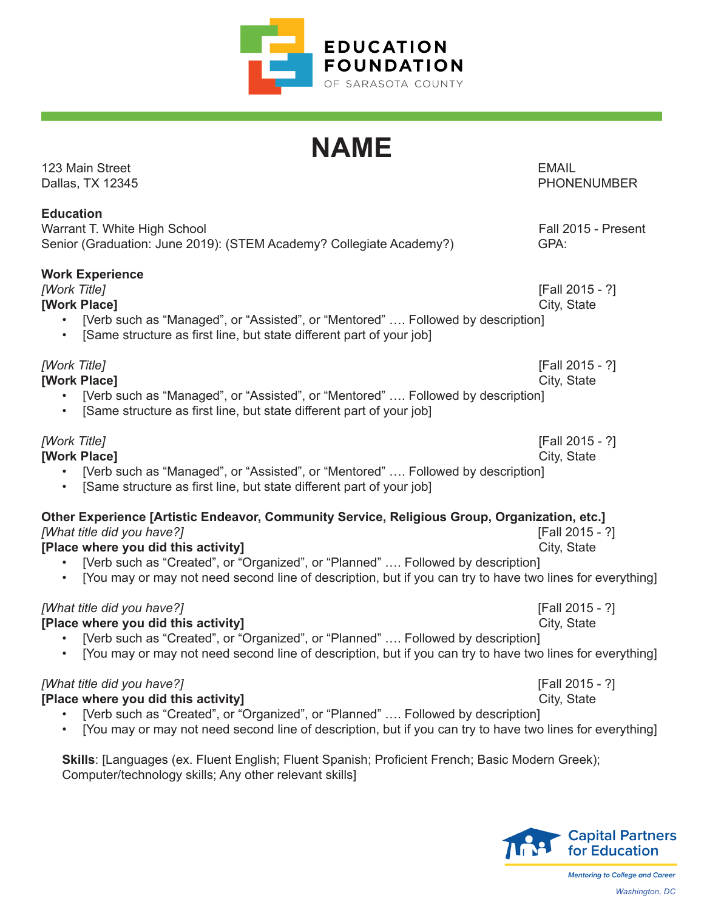EDUCATION FOUNDATION OF SARASOTA COUNTY

# NAME

123 Main Street
Dallas, TX 12345

EMAIL
PHONENUMBER

**Education**

Warrant T. White High School — Fall 2015 - Present
Senior (Graduation: June 2019): (STEM Academy? Collegiate Academy?) — GPA:

**Work Experience**

*[Work Title]* — [Fall 2015 - ?]
**[Work Place]** — City, State
- [Verb such as “Managed”, or “Assisted”, or “Mentored” …. Followed by description]
- [Same structure as first line, but state different part of your job]

*[Work Title]* — [Fall 2015 - ?]
**[Work Place]** — City, State
- [Verb such as “Managed”, or “Assisted”, or “Mentored” …. Followed by description]
- [Same structure as first line, but state different part of your job]

*[Work Title]* — [Fall 2015 - ?]
**[Work Place]** — City, State
- [Verb such as “Managed”, or “Assisted”, or “Mentored” …. Followed by description]
- [Same structure as first line, but state different part of your job]

**Other Experience [Artistic Endeavor, Community Service, Religious Group, Organization, etc.]**

*[What title did you have?]* — [Fall 2015 - ?]
**[Place where you did this activity]** — City, State
- [Verb such as “Created”, or “Organized”, or “Planned” …. Followed by description]
- [You may or may not need second line of description, but if you can try to have two lines for everything]

*[What title did you have?]* — [Fall 2015 - ?]
**[Place where you did this activity]** — City, State
- [Verb such as “Created”, or “Organized”, or “Planned” …. Followed by description]
- [You may or may not need second line of description, but if you can try to have two lines for everything]

*[What title did you have?]* — [Fall 2015 - ?]
**[Place where you did this activity]** — City, State
- [Verb such as “Created”, or “Organized”, or “Planned” …. Followed by description]
- [You may or may not need second line of description, but if you can try to have two lines for everything]

**Skills**: [Languages (ex. Fluent English; Fluent Spanish; Proficient French; Basic Modern Greek); Computer/technology skills; Any other relevant skills]

Capital Partners for Education
*Mentoring to College and Career*
*Washington, DC*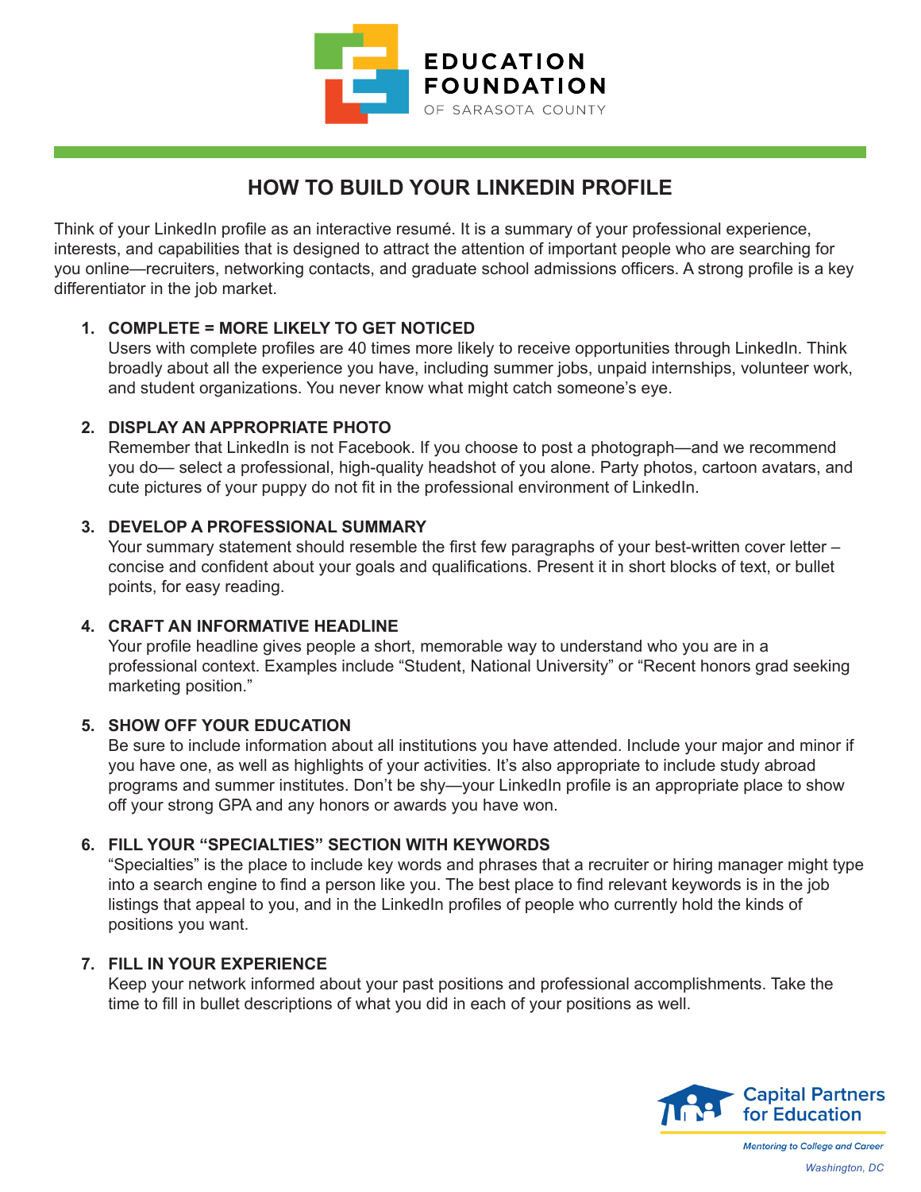EDUCATION FOUNDATION OF SARASOTA COUNTY

# HOW TO BUILD YOUR LINKEDIN PROFILE

Think of your LinkedIn profile as an interactive resumé. It is a summary of your professional experience, interests, and capabilities that is designed to attract the attention of important people who are searching for you online—recruiters, networking contacts, and graduate school admissions officers. A strong profile is a key differentiator in the job market.

1. **COMPLETE = MORE LIKELY TO GET NOTICED**
   Users with complete profiles are 40 times more likely to receive opportunities through LinkedIn. Think broadly about all the experience you have, including summer jobs, unpaid internships, volunteer work, and student organizations. You never know what might catch someone's eye.

2. **DISPLAY AN APPROPRIATE PHOTO**
   Remember that LinkedIn is not Facebook. If you choose to post a photograph—and we recommend you do— select a professional, high-quality headshot of you alone. Party photos, cartoon avatars, and cute pictures of your puppy do not fit in the professional environment of LinkedIn.

3. **DEVELOP A PROFESSIONAL SUMMARY**
   Your summary statement should resemble the first few paragraphs of your best-written cover letter – concise and confident about your goals and qualifications. Present it in short blocks of text, or bullet points, for easy reading.

4. **CRAFT AN INFORMATIVE HEADLINE**
   Your profile headline gives people a short, memorable way to understand who you are in a professional context. Examples include "Student, National University" or "Recent honors grad seeking marketing position."

5. **SHOW OFF YOUR EDUCATION**
   Be sure to include information about all institutions you have attended. Include your major and minor if you have one, as well as highlights of your activities. It's also appropriate to include study abroad programs and summer institutes. Don't be shy—your LinkedIn profile is an appropriate place to show off your strong GPA and any honors or awards you have won.

6. **FILL YOUR "SPECIALTIES" SECTION WITH KEYWORDS**
   "Specialties" is the place to include key words and phrases that a recruiter or hiring manager might type into a search engine to find a person like you. The best place to find relevant keywords is in the job listings that appeal to you, and in the LinkedIn profiles of people who currently hold the kinds of positions you want.

7. **FILL IN YOUR EXPERIENCE**
   Keep your network informed about your past positions and professional accomplishments. Take the time to fill in bullet descriptions of what you did in each of your positions as well.

Capital Partners for Education
*Mentoring to College and Career*
*Washington, DC*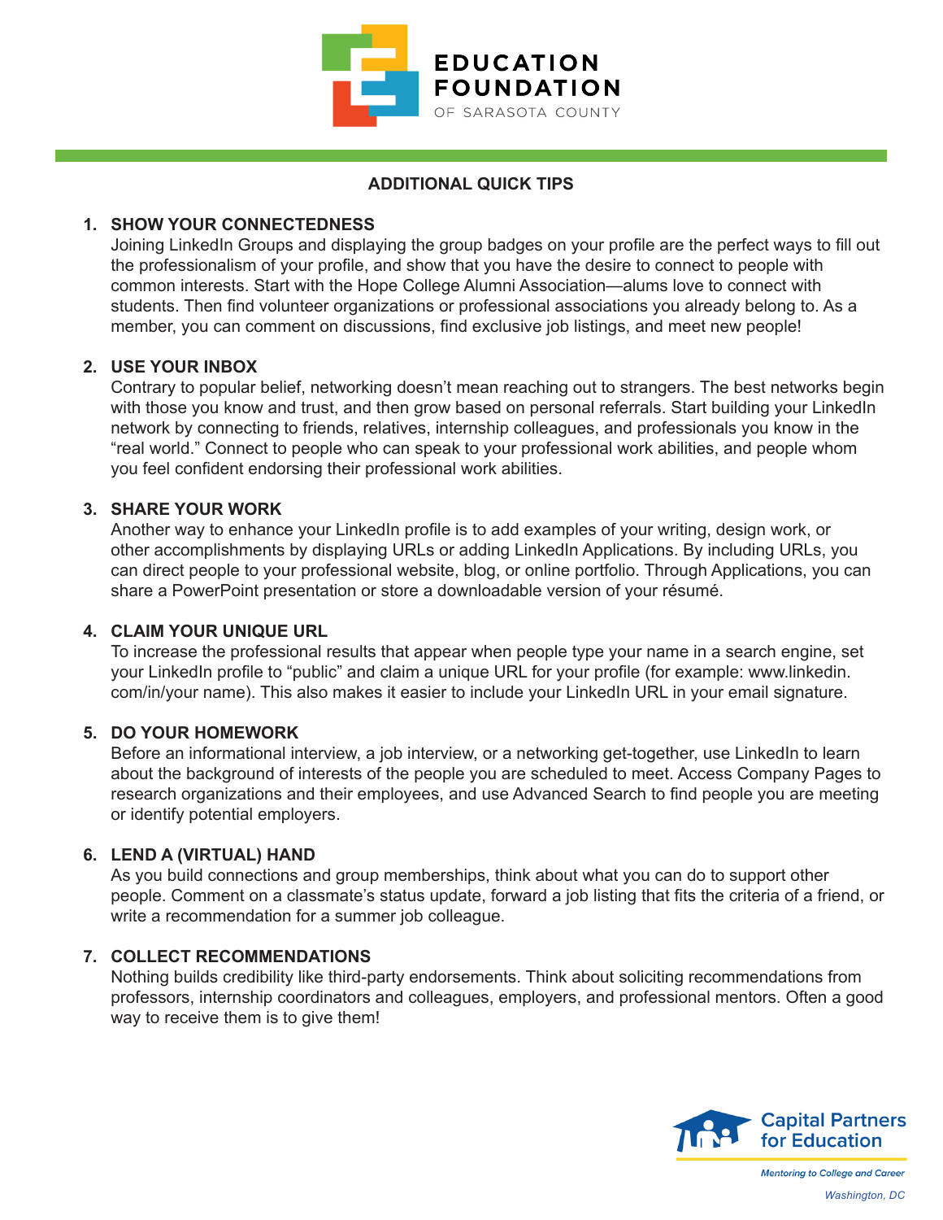EDUCATION FOUNDATION OF SARASOTA COUNTY

## ADDITIONAL QUICK TIPS

1. **SHOW YOUR CONNECTEDNESS**
   Joining LinkedIn Groups and displaying the group badges on your profile are the perfect ways to fill out the professionalism of your profile, and show that you have the desire to connect to people with common interests. Start with the Hope College Alumni Association—alums love to connect with students. Then find volunteer organizations or professional associations you already belong to. As a member, you can comment on discussions, find exclusive job listings, and meet new people!

2. **USE YOUR INBOX**
   Contrary to popular belief, networking doesn't mean reaching out to strangers. The best networks begin with those you know and trust, and then grow based on personal referrals. Start building your LinkedIn network by connecting to friends, relatives, internship colleagues, and professionals you know in the "real world." Connect to people who can speak to your professional work abilities, and people whom you feel confident endorsing their professional work abilities.

3. **SHARE YOUR WORK**
   Another way to enhance your LinkedIn profile is to add examples of your writing, design work, or other accomplishments by displaying URLs or adding LinkedIn Applications. By including URLs, you can direct people to your professional website, blog, or online portfolio. Through Applications, you can share a PowerPoint presentation or store a downloadable version of your résumé.

4. **CLAIM YOUR UNIQUE URL**
   To increase the professional results that appear when people type your name in a search engine, set your LinkedIn profile to "public" and claim a unique URL for your profile (for example: www.linkedin.com/in/your name). This also makes it easier to include your LinkedIn URL in your email signature.

5. **DO YOUR HOMEWORK**
   Before an informational interview, a job interview, or a networking get-together, use LinkedIn to learn about the background of interests of the people you are scheduled to meet. Access Company Pages to research organizations and their employees, and use Advanced Search to find people you are meeting or identify potential employers.

6. **LEND A (VIRTUAL) HAND**
   As you build connections and group memberships, think about what you can do to support other people. Comment on a classmate's status update, forward a job listing that fits the criteria of a friend, or write a recommendation for a summer job colleague.

7. **COLLECT RECOMMENDATIONS**
   Nothing builds credibility like third-party endorsements. Think about soliciting recommendations from professors, internship coordinators and colleagues, employers, and professional mentors. Often a good way to receive them is to give them!

Capital Partners for Education

*Mentoring to College and Career*

*Washington, DC*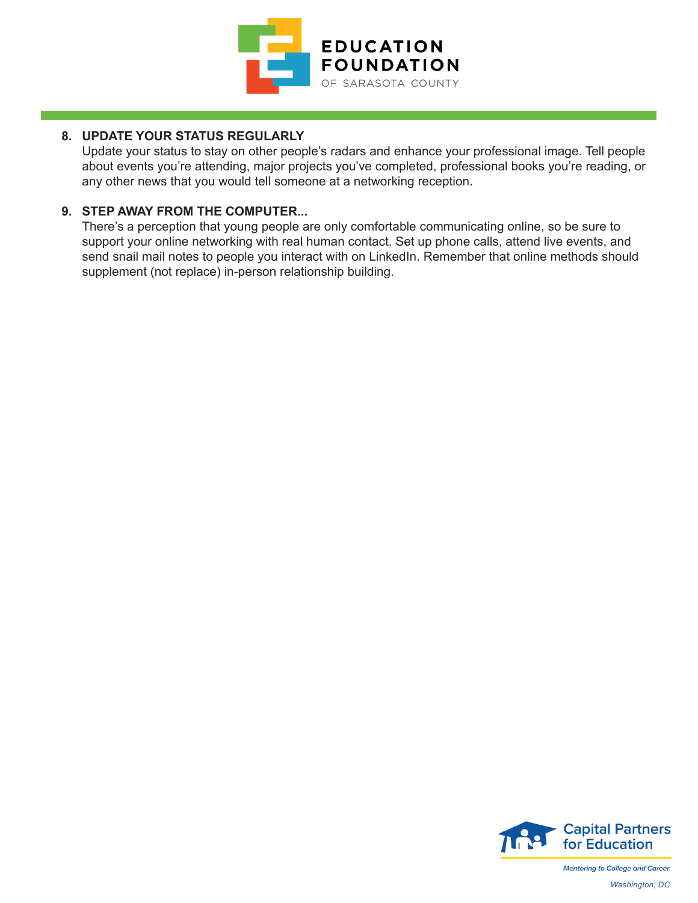8. **UPDATE YOUR STATUS REGULARLY**
   Update your status to stay on other people's radars and enhance your professional image. Tell people about events you're attending, major projects you've completed, professional books you're reading, or any other news that you would tell someone at a networking reception.

9. **STEP AWAY FROM THE COMPUTER...**
   There's a perception that young people are only comfortable communicating online, so be sure to support your online networking with real human contact. Set up phone calls, attend live events, and send snail mail notes to people you interact with on LinkedIn. Remember that online methods should supplement (not replace) in-person relationship building.